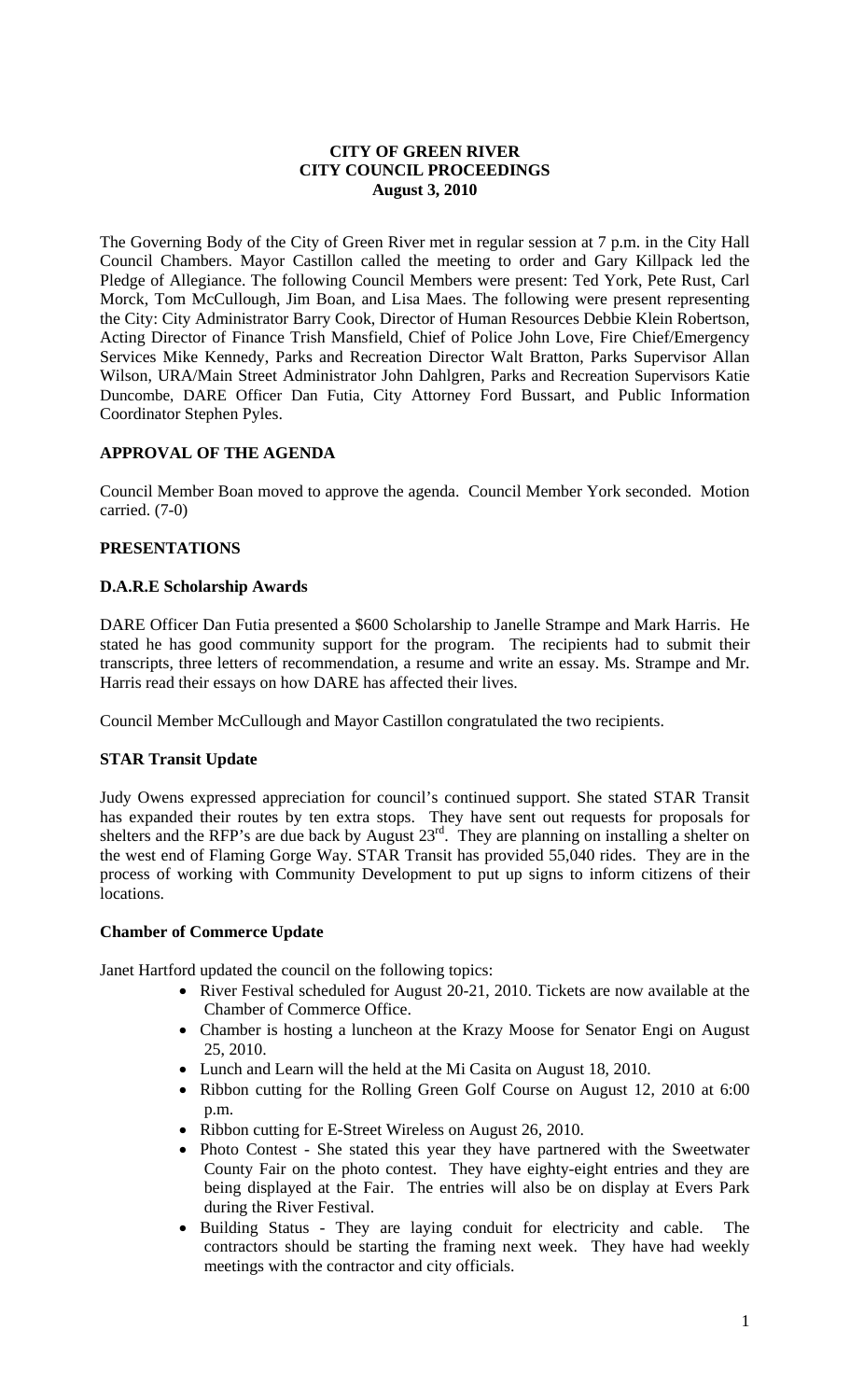# CITY OF GREEN RIVER
# CITY COUNCIL PROCEEDINGS
# August 3, 2010

The Governing Body of the City of Green River met in regular session at 7 p.m. in the City Hall Council Chambers. Mayor Castillon called the meeting to order and Gary Killpack led the Pledge of Allegiance. The following Council Members were present: Ted York, Pete Rust, Carl Morck, Tom McCullough, Jim Boan, and Lisa Maes. The following were present representing the City: City Administrator Barry Cook, Director of Human Resources Debbie Klein Robertson, Acting Director of Finance Trish Mansfield, Chief of Police John Love, Fire Chief/Emergency Services Mike Kennedy, Parks and Recreation Director Walt Bratton, Parks Supervisor Allan Wilson, URA/Main Street Administrator John Dahlgren, Parks and Recreation Supervisors Katie Duncombe, DARE Officer Dan Futia, City Attorney Ford Bussart, and Public Information Coordinator Stephen Pyles.

## APPROVAL OF THE AGENDA

Council Member Boan moved to approve the agenda. Council Member York seconded. Motion carried. (7-0)

## PRESENTATIONS

### D.A.R.E Scholarship Awards

DARE Officer Dan Futia presented a $600 Scholarship to Janelle Strampe and Mark Harris. He stated he has good community support for the program. The recipients had to submit their transcripts, three letters of recommendation, a resume and write an essay. Ms. Strampe and Mr. Harris read their essays on how DARE has affected their lives.

Council Member McCullough and Mayor Castillon congratulated the two recipients.

### STAR Transit Update

Judy Owens expressed appreciation for council's continued support. She stated STAR Transit has expanded their routes by ten extra stops. They have sent out requests for proposals for shelters and the RFP's are due back by August 23rd. They are planning on installing a shelter on the west end of Flaming Gorge Way. STAR Transit has provided 55,040 rides. They are in the process of working with Community Development to put up signs to inform citizens of their locations.

### Chamber of Commerce Update

Janet Hartford updated the council on the following topics:

- River Festival scheduled for August 20-21, 2010. Tickets are now available at the Chamber of Commerce Office.
- Chamber is hosting a luncheon at the Krazy Moose for Senator Engi on August 25, 2010.
- Lunch and Learn will the held at the Mi Casita on August 18, 2010.
- Ribbon cutting for the Rolling Green Golf Course on August 12, 2010 at 6:00 p.m.
- Ribbon cutting for E-Street Wireless on August 26, 2010.
- Photo Contest - She stated this year they have partnered with the Sweetwater County Fair on the photo contest. They have eighty-eight entries and they are being displayed at the Fair. The entries will also be on display at Evers Park during the River Festival.
- Building Status - They are laying conduit for electricity and cable. The contractors should be starting the framing next week. They have had weekly meetings with the contractor and city officials.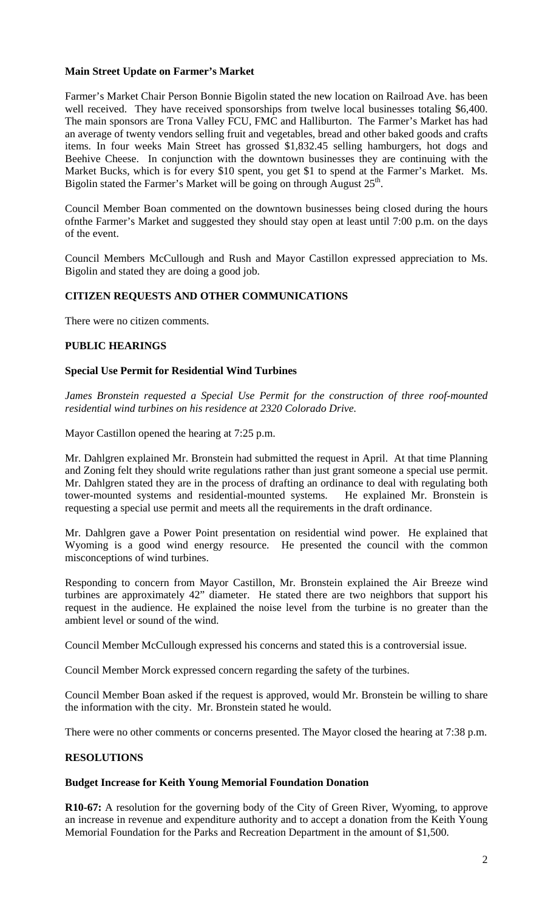**Main Street Update on Farmer's Market**

Farmer's Market Chair Person Bonnie Bigolin stated the new location on Railroad Ave. has been well received. They have received sponsorships from twelve local businesses totaling $6,400. The main sponsors are Trona Valley FCU, FMC and Halliburton. The Farmer's Market has had an average of twenty vendors selling fruit and vegetables, bread and other baked goods and crafts items. In four weeks Main Street has grossed $1,832.45 selling hamburgers, hot dogs and Beehive Cheese. In conjunction with the downtown businesses they are continuing with the Market Bucks, which is for every $10 spent, you get $1 to spend at the Farmer's Market. Ms. Bigolin stated the Farmer's Market will be going on through August 25th.

Council Member Boan commented on the downtown businesses being closed during the hours ofnthe Farmer's Market and suggested they should stay open at least until 7:00 p.m. on the days of the event.

Council Members McCullough and Rush and Mayor Castillon expressed appreciation to Ms. Bigolin and stated they are doing a good job.

## CITIZEN REQUESTS AND OTHER COMMUNICATIONS

There were no citizen comments.

## PUBLIC HEARINGS

**Special Use Permit for Residential Wind Turbines**

*James Bronstein requested a Special Use Permit for the construction of three roof-mounted residential wind turbines on his residence at 2320 Colorado Drive.*

Mayor Castillon opened the hearing at 7:25 p.m.

Mr. Dahlgren explained Mr. Bronstein had submitted the request in April. At that time Planning and Zoning felt they should write regulations rather than just grant someone a special use permit. Mr. Dahlgren stated they are in the process of drafting an ordinance to deal with regulating both tower-mounted systems and residential-mounted systems. He explained Mr. Bronstein is requesting a special use permit and meets all the requirements in the draft ordinance.

Mr. Dahlgren gave a Power Point presentation on residential wind power. He explained that Wyoming is a good wind energy resource. He presented the council with the common misconceptions of wind turbines.

Responding to concern from Mayor Castillon, Mr. Bronstein explained the Air Breeze wind turbines are approximately 42" diameter. He stated there are two neighbors that support his request in the audience. He explained the noise level from the turbine is no greater than the ambient level or sound of the wind.

Council Member McCullough expressed his concerns and stated this is a controversial issue.

Council Member Morck expressed concern regarding the safety of the turbines.

Council Member Boan asked if the request is approved, would Mr. Bronstein be willing to share the information with the city. Mr. Bronstein stated he would.

There were no other comments or concerns presented. The Mayor closed the hearing at 7:38 p.m.

## RESOLUTIONS

**Budget Increase for Keith Young Memorial Foundation Donation**

**R10-67:** A resolution for the governing body of the City of Green River, Wyoming, to approve an increase in revenue and expenditure authority and to accept a donation from the Keith Young Memorial Foundation for the Parks and Recreation Department in the amount of $1,500.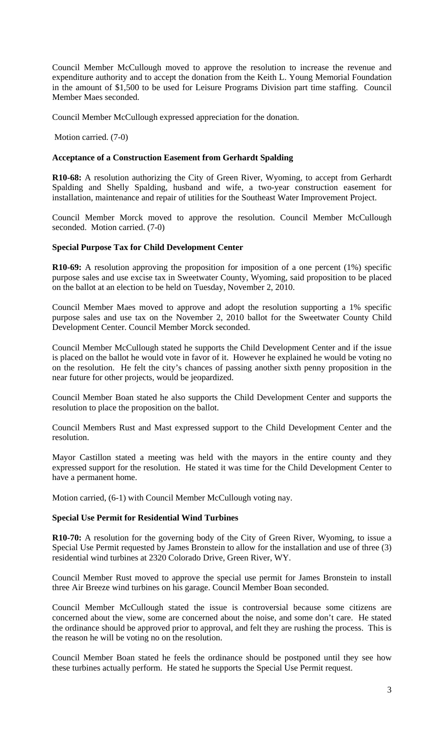Council Member McCullough moved to approve the resolution to increase the revenue and expenditure authority and to accept the donation from the Keith L. Young Memorial Foundation in the amount of $1,500 to be used for Leisure Programs Division part time staffing. Council Member Maes seconded.

Council Member McCullough expressed appreciation for the donation.

Motion carried. (7-0)

**Acceptance of a Construction Easement from Gerhardt Spalding**

**R10-68:** A resolution authorizing the City of Green River, Wyoming, to accept from Gerhardt Spalding and Shelly Spalding, husband and wife, a two-year construction easement for installation, maintenance and repair of utilities for the Southeast Water Improvement Project.

Council Member Morck moved to approve the resolution. Council Member McCullough seconded. Motion carried. (7-0)

**Special Purpose Tax for Child Development Center**

**R10-69:** A resolution approving the proposition for imposition of a one percent (1%) specific purpose sales and use excise tax in Sweetwater County, Wyoming, said proposition to be placed on the ballot at an election to be held on Tuesday, November 2, 2010.

Council Member Maes moved to approve and adopt the resolution supporting a 1% specific purpose sales and use tax on the November 2, 2010 ballot for the Sweetwater County Child Development Center. Council Member Morck seconded.

Council Member McCullough stated he supports the Child Development Center and if the issue is placed on the ballot he would vote in favor of it. However he explained he would be voting no on the resolution. He felt the city's chances of passing another sixth penny proposition in the near future for other projects, would be jeopardized.

Council Member Boan stated he also supports the Child Development Center and supports the resolution to place the proposition on the ballot.

Council Members Rust and Mast expressed support to the Child Development Center and the resolution.

Mayor Castillon stated a meeting was held with the mayors in the entire county and they expressed support for the resolution. He stated it was time for the Child Development Center to have a permanent home.

Motion carried, (6-1) with Council Member McCullough voting nay.

**Special Use Permit for Residential Wind Turbines**

**R10-70:** A resolution for the governing body of the City of Green River, Wyoming, to issue a Special Use Permit requested by James Bronstein to allow for the installation and use of three (3) residential wind turbines at 2320 Colorado Drive, Green River, WY.

Council Member Rust moved to approve the special use permit for James Bronstein to install three Air Breeze wind turbines on his garage. Council Member Boan seconded.

Council Member McCullough stated the issue is controversial because some citizens are concerned about the view, some are concerned about the noise, and some don't care. He stated the ordinance should be approved prior to approval, and felt they are rushing the process. This is the reason he will be voting no on the resolution.

Council Member Boan stated he feels the ordinance should be postponed until they see how these turbines actually perform. He stated he supports the Special Use Permit request.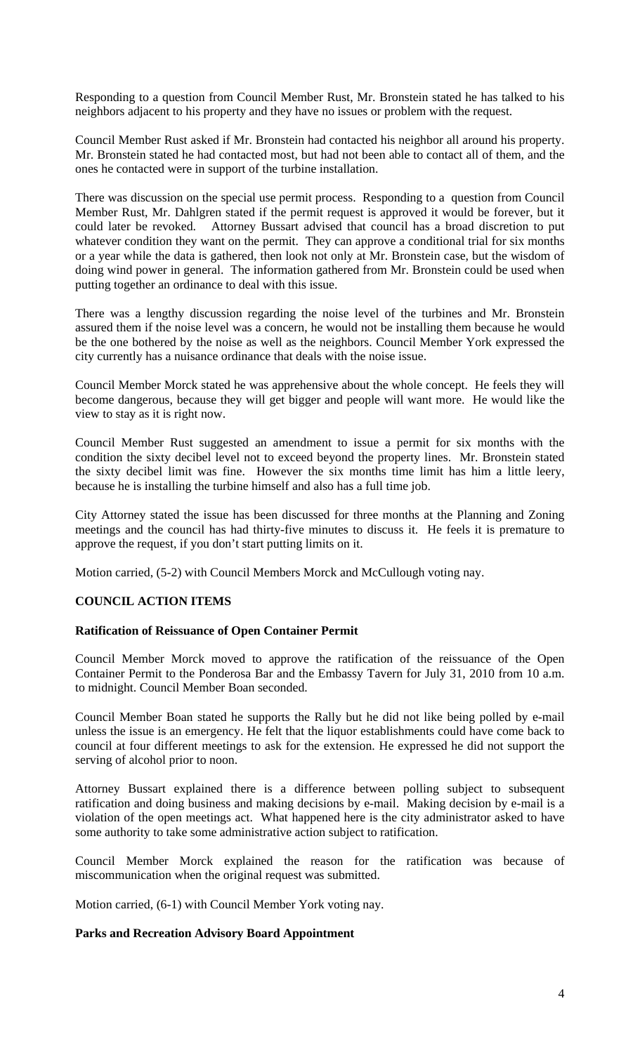Responding to a question from Council Member Rust, Mr. Bronstein stated he has talked to his neighbors adjacent to his property and they have no issues or problem with the request.

Council Member Rust asked if Mr. Bronstein had contacted his neighbor all around his property. Mr. Bronstein stated he had contacted most, but had not been able to contact all of them, and the ones he contacted were in support of the turbine installation.

There was discussion on the special use permit process. Responding to a question from Council Member Rust, Mr. Dahlgren stated if the permit request is approved it would be forever, but it could later be revoked. Attorney Bussart advised that council has a broad discretion to put whatever condition they want on the permit. They can approve a conditional trial for six months or a year while the data is gathered, then look not only at Mr. Bronstein case, but the wisdom of doing wind power in general. The information gathered from Mr. Bronstein could be used when putting together an ordinance to deal with this issue.

There was a lengthy discussion regarding the noise level of the turbines and Mr. Bronstein assured them if the noise level was a concern, he would not be installing them because he would be the one bothered by the noise as well as the neighbors. Council Member York expressed the city currently has a nuisance ordinance that deals with the noise issue.

Council Member Morck stated he was apprehensive about the whole concept. He feels they will become dangerous, because they will get bigger and people will want more. He would like the view to stay as it is right now.

Council Member Rust suggested an amendment to issue a permit for six months with the condition the sixty decibel level not to exceed beyond the property lines. Mr. Bronstein stated the sixty decibel limit was fine. However the six months time limit has him a little leery, because he is installing the turbine himself and also has a full time job.

City Attorney stated the issue has been discussed for three months at the Planning and Zoning meetings and the council has had thirty-five minutes to discuss it. He feels it is premature to approve the request, if you don't start putting limits on it.

Motion carried, (5-2) with Council Members Morck and McCullough voting nay.

## COUNCIL ACTION ITEMS

### Ratification of Reissuance of Open Container Permit

Council Member Morck moved to approve the ratification of the reissuance of the Open Container Permit to the Ponderosa Bar and the Embassy Tavern for July 31, 2010 from 10 a.m. to midnight. Council Member Boan seconded.

Council Member Boan stated he supports the Rally but he did not like being polled by e-mail unless the issue is an emergency. He felt that the liquor establishments could have come back to council at four different meetings to ask for the extension. He expressed he did not support the serving of alcohol prior to noon.

Attorney Bussart explained there is a difference between polling subject to subsequent ratification and doing business and making decisions by e-mail. Making decision by e-mail is a violation of the open meetings act. What happened here is the city administrator asked to have some authority to take some administrative action subject to ratification.

Council Member Morck explained the reason for the ratification was because of miscommunication when the original request was submitted.

Motion carried, (6-1) with Council Member York voting nay.

### Parks and Recreation Advisory Board Appointment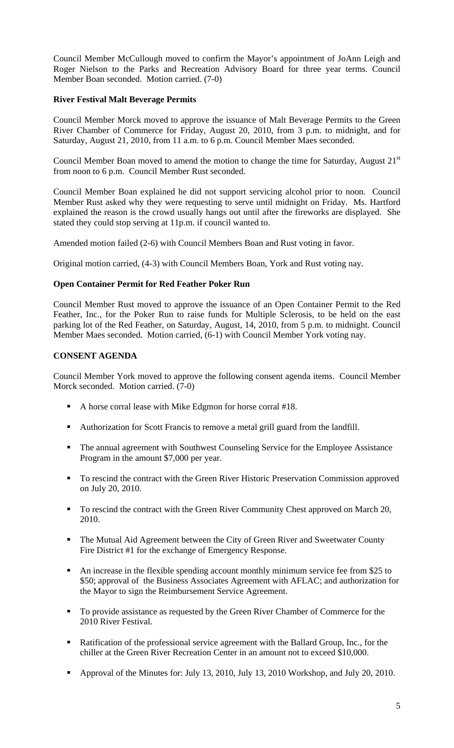Council Member McCullough moved to confirm the Mayor's appointment of JoAnn Leigh and Roger Nielson to the Parks and Recreation Advisory Board for three year terms. Council Member Boan seconded. Motion carried. (7-0)

**River Festival Malt Beverage Permits**

Council Member Morck moved to approve the issuance of Malt Beverage Permits to the Green River Chamber of Commerce for Friday, August 20, 2010, from 3 p.m. to midnight, and for Saturday, August 21, 2010, from 11 a.m. to 6 p.m. Council Member Maes seconded.

Council Member Boan moved to amend the motion to change the time for Saturday, August 21st from noon to 6 p.m. Council Member Rust seconded.

Council Member Boan explained he did not support servicing alcohol prior to noon. Council Member Rust asked why they were requesting to serve until midnight on Friday. Ms. Hartford explained the reason is the crowd usually hangs out until after the fireworks are displayed. She stated they could stop serving at 11p.m. if council wanted to.

Amended motion failed (2-6) with Council Members Boan and Rust voting in favor.

Original motion carried, (4-3) with Council Members Boan, York and Rust voting nay.

**Open Container Permit for Red Feather Poker Run**

Council Member Rust moved to approve the issuance of an Open Container Permit to the Red Feather, Inc., for the Poker Run to raise funds for Multiple Sclerosis, to be held on the east parking lot of the Red Feather, on Saturday, August, 14, 2010, from 5 p.m. to midnight. Council Member Maes seconded. Motion carried, (6-1) with Council Member York voting nay.

**CONSENT AGENDA**

Council Member York moved to approve the following consent agenda items. Council Member Morck seconded. Motion carried. (7-0)

- A horse corral lease with Mike Edgmon for horse corral #18.
- Authorization for Scott Francis to remove a metal grill guard from the landfill.
- The annual agreement with Southwest Counseling Service for the Employee Assistance Program in the amount $7,000 per year.
- To rescind the contract with the Green River Historic Preservation Commission approved on July 20, 2010.
- To rescind the contract with the Green River Community Chest approved on March 20, 2010.
- The Mutual Aid Agreement between the City of Green River and Sweetwater County Fire District #1 for the exchange of Emergency Response.
- An increase in the flexible spending account monthly minimum service fee from $25 to $50; approval of the Business Associates Agreement with AFLAC; and authorization for the Mayor to sign the Reimbursement Service Agreement.
- To provide assistance as requested by the Green River Chamber of Commerce for the 2010 River Festival.
- Ratification of the professional service agreement with the Ballard Group, Inc., for the chiller at the Green River Recreation Center in an amount not to exceed $10,000.
- Approval of the Minutes for: July 13, 2010, July 13, 2010 Workshop, and July 20, 2010.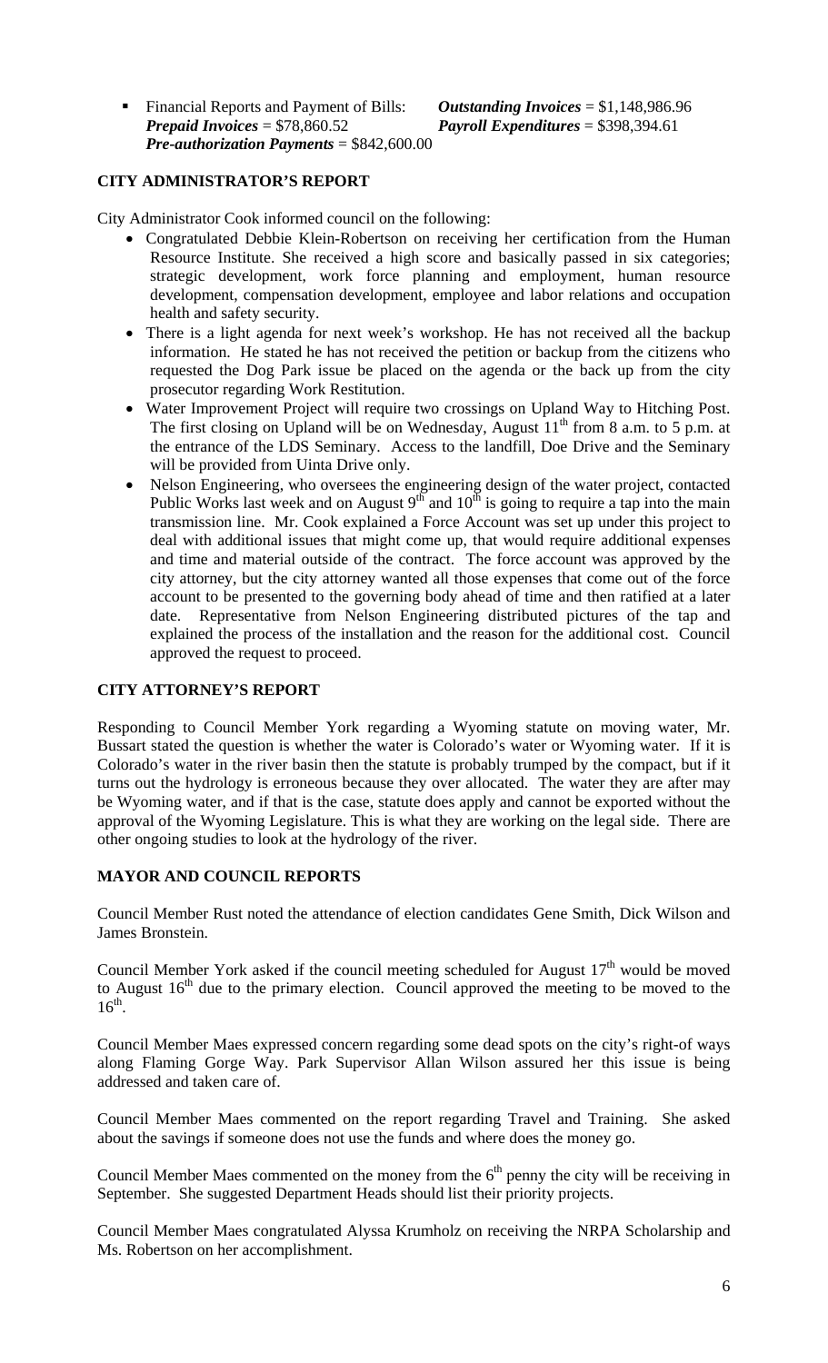- Financial Reports and Payment of Bills: ***Outstanding Invoices*** = $1,148,986.96
  ***Prepaid Invoices*** = $78,860.52 ***Payroll Expenditures*** = $398,394.61
  ***Pre-authorization Payments*** = $842,600.00

## CITY ADMINISTRATOR'S REPORT

City Administrator Cook informed council on the following:

- Congratulated Debbie Klein-Robertson on receiving her certification from the Human Resource Institute. She received a high score and basically passed in six categories; strategic development, work force planning and employment, human resource development, compensation development, employee and labor relations and occupation health and safety security.
- There is a light agenda for next week's workshop. He has not received all the backup information. He stated he has not received the petition or backup from the citizens who requested the Dog Park issue be placed on the agenda or the back up from the city prosecutor regarding Work Restitution.
- Water Improvement Project will require two crossings on Upland Way to Hitching Post. The first closing on Upland will be on Wednesday, August 11th from 8 a.m. to 5 p.m. at the entrance of the LDS Seminary. Access to the landfill, Doe Drive and the Seminary will be provided from Uinta Drive only.
- Nelson Engineering, who oversees the engineering design of the water project, contacted Public Works last week and on August 9th and 10th is going to require a tap into the main transmission line. Mr. Cook explained a Force Account was set up under this project to deal with additional issues that might come up, that would require additional expenses and time and material outside of the contract. The force account was approved by the city attorney, but the city attorney wanted all those expenses that come out of the force account to be presented to the governing body ahead of time and then ratified at a later date. Representative from Nelson Engineering distributed pictures of the tap and explained the process of the installation and the reason for the additional cost. Council approved the request to proceed.

## CITY ATTORNEY'S REPORT

Responding to Council Member York regarding a Wyoming statute on moving water, Mr. Bussart stated the question is whether the water is Colorado's water or Wyoming water. If it is Colorado's water in the river basin then the statute is probably trumped by the compact, but if it turns out the hydrology is erroneous because they over allocated. The water they are after may be Wyoming water, and if that is the case, statute does apply and cannot be exported without the approval of the Wyoming Legislature. This is what they are working on the legal side. There are other ongoing studies to look at the hydrology of the river.

## MAYOR AND COUNCIL REPORTS

Council Member Rust noted the attendance of election candidates Gene Smith, Dick Wilson and James Bronstein.

Council Member York asked if the council meeting scheduled for August 17th would be moved to August 16th due to the primary election. Council approved the meeting to be moved to the 16th.

Council Member Maes expressed concern regarding some dead spots on the city's right-of ways along Flaming Gorge Way. Park Supervisor Allan Wilson assured her this issue is being addressed and taken care of.

Council Member Maes commented on the report regarding Travel and Training. She asked about the savings if someone does not use the funds and where does the money go.

Council Member Maes commented on the money from the 6th penny the city will be receiving in September. She suggested Department Heads should list their priority projects.

Council Member Maes congratulated Alyssa Krumholz on receiving the NRPA Scholarship and Ms. Robertson on her accomplishment.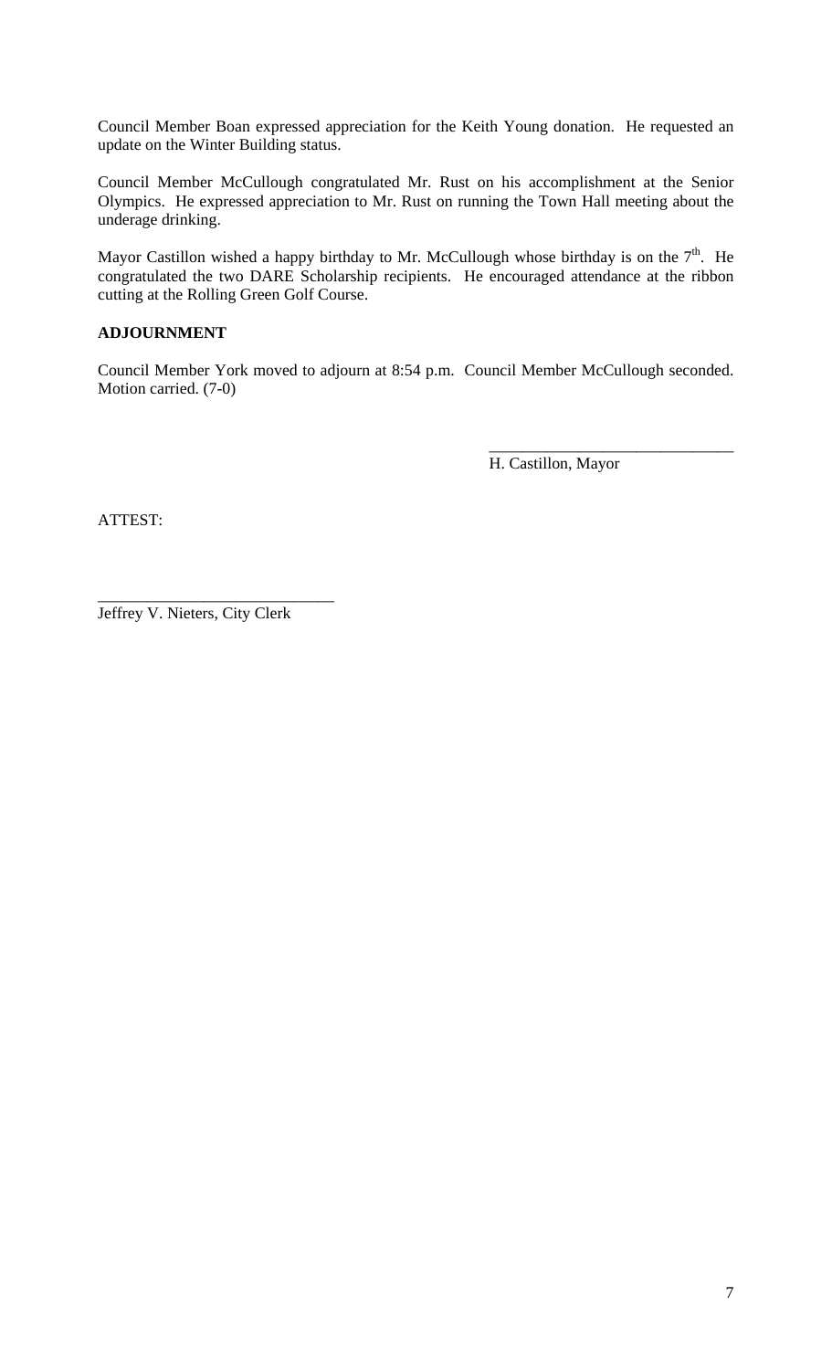Council Member Boan expressed appreciation for the Keith Young donation. He requested an update on the Winter Building status.

Council Member McCullough congratulated Mr. Rust on his accomplishment at the Senior Olympics. He expressed appreciation to Mr. Rust on running the Town Hall meeting about the underage drinking.

Mayor Castillon wished a happy birthday to Mr. McCullough whose birthday is on the 7th. He congratulated the two DARE Scholarship recipients. He encouraged attendance at the ribbon cutting at the Rolling Green Golf Course.

**ADJOURNMENT**

Council Member York moved to adjourn at 8:54 p.m. Council Member McCullough seconded. Motion carried. (7-0)

______________________________
H. Castillon, Mayor

ATTEST:

______________________________
Jeffrey V. Nieters, City Clerk